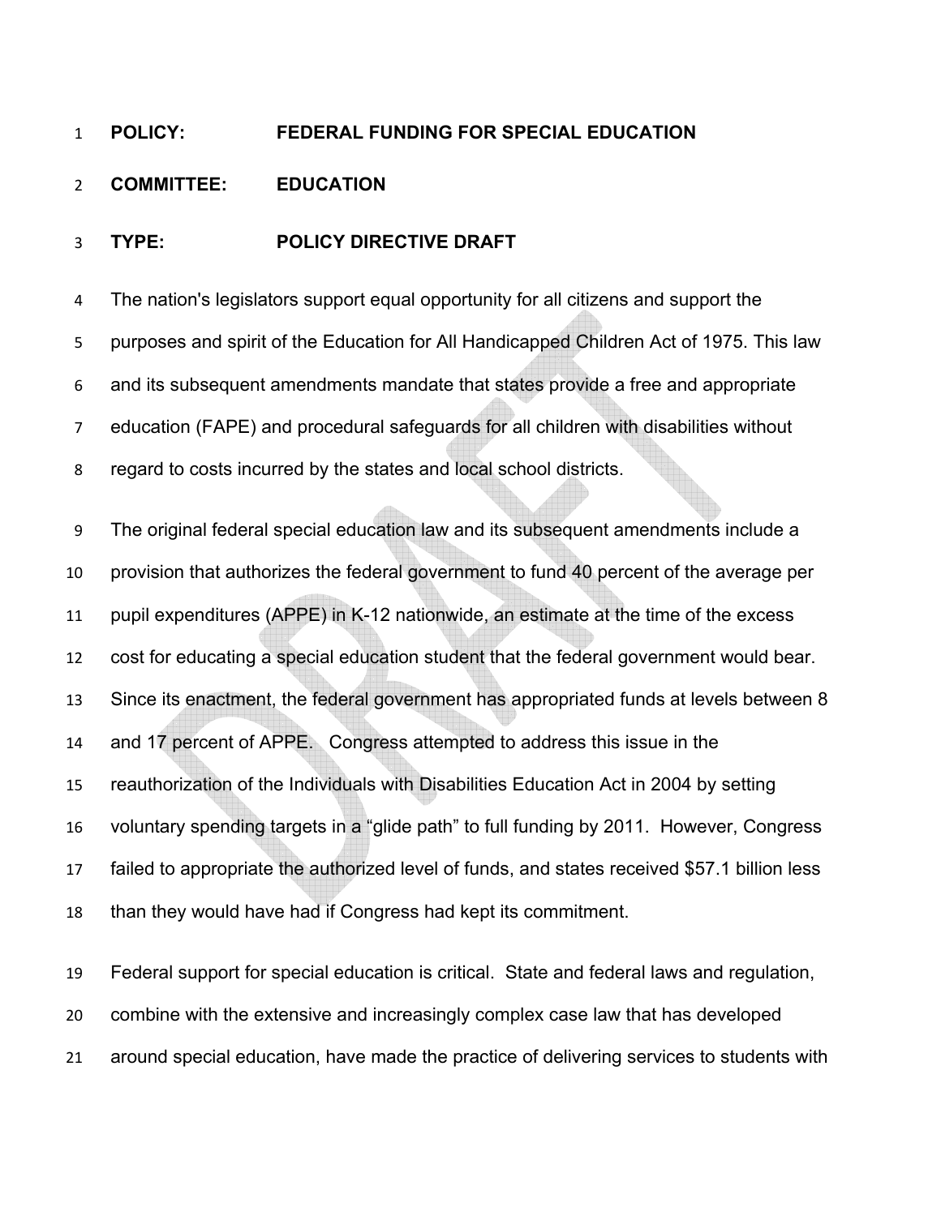**POLICY:** **FEDERAL FUNDING FOR SPECIAL EDUCATION**

**COMMITTEE:** **EDUCATION**

**TYPE:** **POLICY DIRECTIVE DRAFT**

The nation's legislators support equal opportunity for all citizens and support the purposes and spirit of the Education for All Handicapped Children Act of 1975. This law and its subsequent amendments mandate that states provide a free and appropriate education (FAPE) and procedural safeguards for all children with disabilities without regard to costs incurred by the states and local school districts.

The original federal special education law and its subsequent amendments include a provision that authorizes the federal government to fund 40 percent of the average per pupil expenditures (APPE) in K-12 nationwide, an estimate at the time of the excess cost for educating a special education student that the federal government would bear. Since its enactment, the federal government has appropriated funds at levels between 8 and 17 percent of APPE. Congress attempted to address this issue in the reauthorization of the Individuals with Disabilities Education Act in 2004 by setting voluntary spending targets in a "glide path" to full funding by 2011. However, Congress failed to appropriate the authorized level of funds, and states received $57.1 billion less than they would have had if Congress had kept its commitment.

Federal support for special education is critical. State and federal laws and regulation, combine with the extensive and increasingly complex case law that has developed around special education, have made the practice of delivering services to students with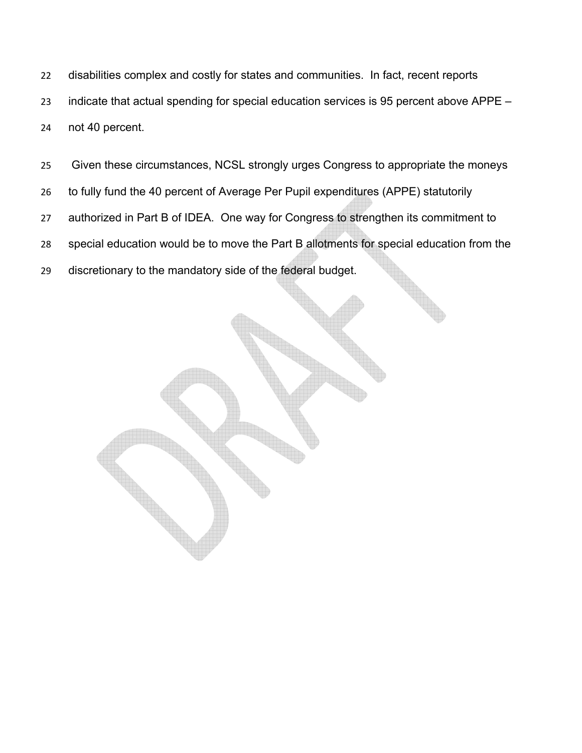disabilities complex and costly for states and communities. In fact, recent reports indicate that actual spending for special education services is 95 percent above APPE – not 40 percent.

Given these circumstances, NCSL strongly urges Congress to appropriate the moneys to fully fund the 40 percent of Average Per Pupil expenditures (APPE) statutorily authorized in Part B of IDEA. One way for Congress to strengthen its commitment to special education would be to move the Part B allotments for special education from the discretionary to the mandatory side of the federal budget.